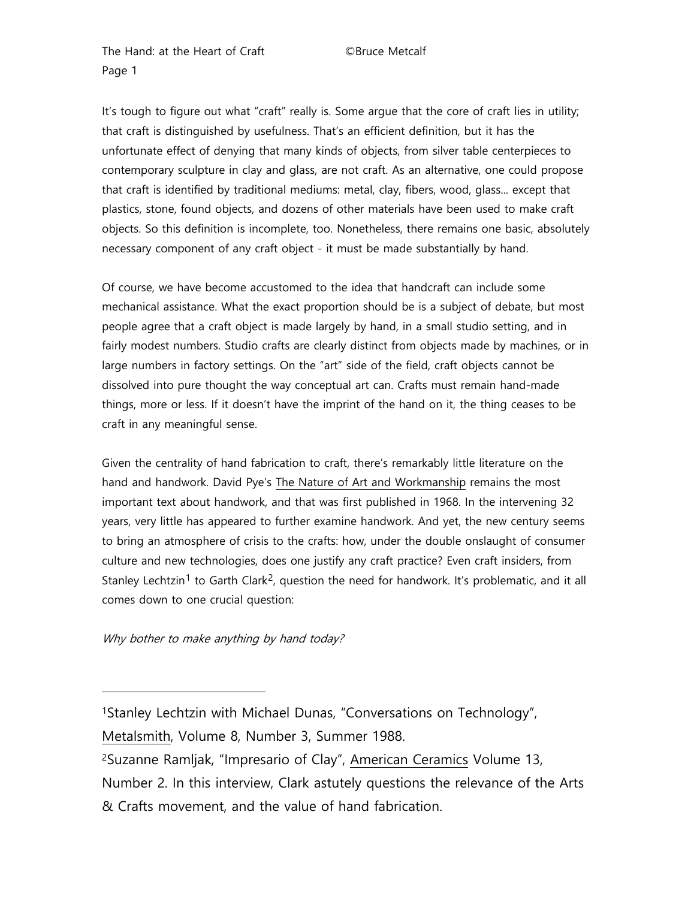It's tough to figure out what "craft" really is. Some argue that the core of craft lies in utility; that craft is distinguished by usefulness. That's an efficient definition, but it has the unfortunate effect of denying that many kinds of objects, from silver table centerpieces to contemporary sculpture in clay and glass, are not craft. As an alternative, one could propose that craft is identified by traditional mediums: metal, clay, fibers, wood, glass... except that plastics, stone, found objects, and dozens of other materials have been used to make craft objects. So this definition is incomplete, too. Nonetheless, there remains one basic, absolutely necessary component of any craft object - it must be made substantially by hand.

Of course, we have become accustomed to the idea that handcraft can include some mechanical assistance. What the exact proportion should be is a subject of debate, but most people agree that a craft object is made largely by hand, in a small studio setting, and in fairly modest numbers. Studio crafts are clearly distinct from objects made by machines, or in large numbers in factory settings. On the "art" side of the field, craft objects cannot be dissolved into pure thought the way conceptual art can. Crafts must remain hand-made things, more or less. If it doesn't have the imprint of the hand on it, the thing ceases to be craft in any meaningful sense.

Given the centrality of hand fabrication to craft, there's remarkably little literature on the hand and handwork. David Pye's The Nature of Art and Workmanship remains the most important text about handwork, and that was first published in 1968. In the intervening 32 years, very little has appeared to further examine handwork. And yet, the new century seems to bring an atmosphere of crisis to the crafts: how, under the double onslaught of consumer culture and new technologies, does one justify any craft practice? Even craft insiders, from Stanley Lechtzin[1] to Garth Clark[2], question the need for handwork. It's problematic, and it all comes down to one crucial question:

*Why bother to make anything by hand today?*

---

[1]Stanley Lechtzin with Michael Dunas, "Conversations on Technology", Metalsmith, Volume 8, Number 3, Summer 1988.

[2]Suzanne Ramljak, "Impresario of Clay", American Ceramics Volume 13, Number 2. In this interview, Clark astutely questions the relevance of the Arts & Crafts movement, and the value of hand fabrication.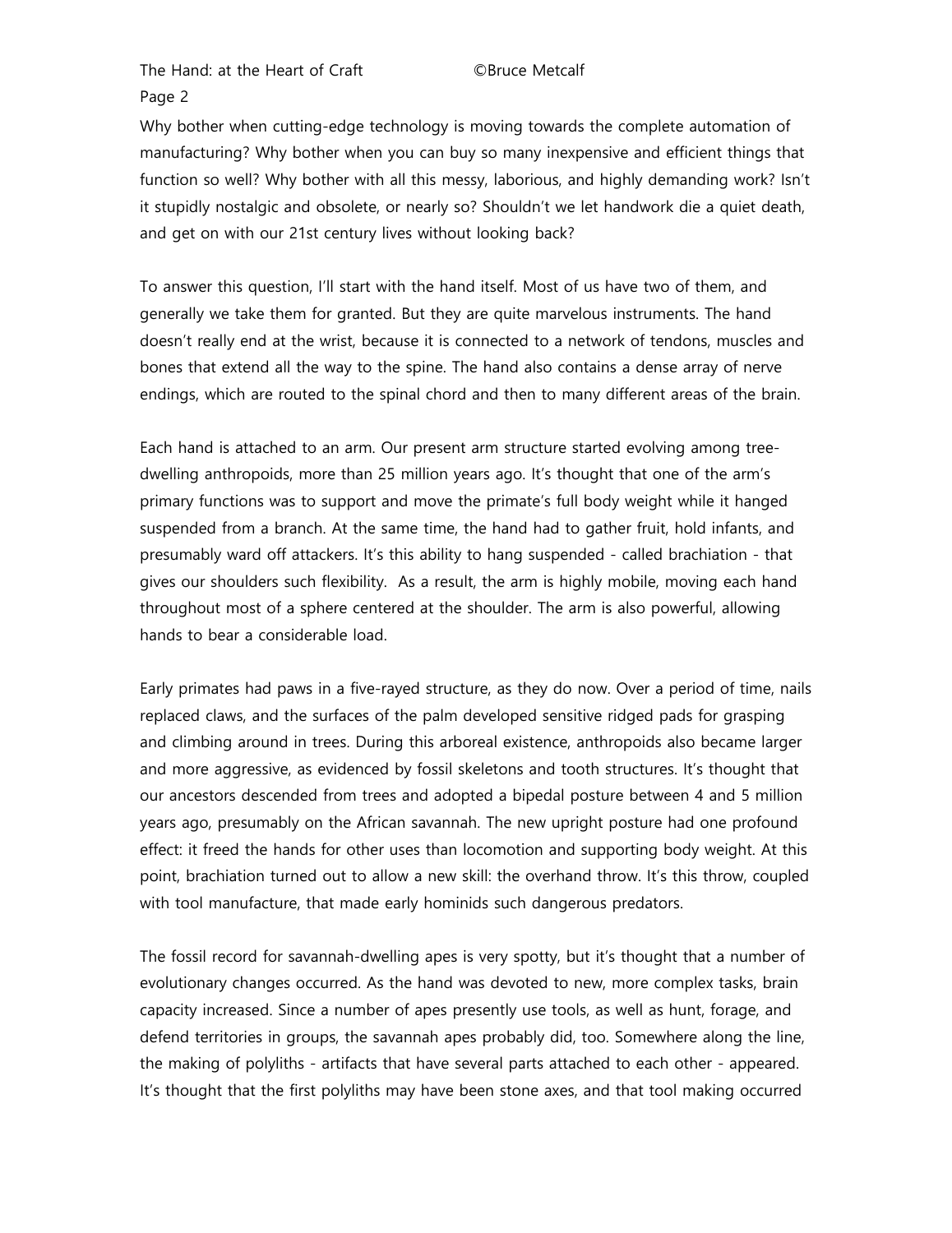Why bother when cutting-edge technology is moving towards the complete automation of manufacturing? Why bother when you can buy so many inexpensive and efficient things that function so well? Why bother with all this messy, laborious, and highly demanding work? Isn't it stupidly nostalgic and obsolete, or nearly so? Shouldn't we let handwork die a quiet death, and get on with our 21st century lives without looking back?

To answer this question, I'll start with the hand itself. Most of us have two of them, and generally we take them for granted. But they are quite marvelous instruments. The hand doesn't really end at the wrist, because it is connected to a network of tendons, muscles and bones that extend all the way to the spine. The hand also contains a dense array of nerve endings, which are routed to the spinal chord and then to many different areas of the brain.

Each hand is attached to an arm. Our present arm structure started evolving among tree-dwelling anthropoids, more than 25 million years ago. It's thought that one of the arm's primary functions was to support and move the primate's full body weight while it hanged suspended from a branch. At the same time, the hand had to gather fruit, hold infants, and presumably ward off attackers. It's this ability to hang suspended - called brachiation - that gives our shoulders such flexibility. As a result, the arm is highly mobile, moving each hand throughout most of a sphere centered at the shoulder. The arm is also powerful, allowing hands to bear a considerable load.

Early primates had paws in a five-rayed structure, as they do now. Over a period of time, nails replaced claws, and the surfaces of the palm developed sensitive ridged pads for grasping and climbing around in trees. During this arboreal existence, anthropoids also became larger and more aggressive, as evidenced by fossil skeletons and tooth structures. It's thought that our ancestors descended from trees and adopted a bipedal posture between 4 and 5 million years ago, presumably on the African savannah. The new upright posture had one profound effect: it freed the hands for other uses than locomotion and supporting body weight. At this point, brachiation turned out to allow a new skill: the overhand throw. It's this throw, coupled with tool manufacture, that made early hominids such dangerous predators.

The fossil record for savannah-dwelling apes is very spotty, but it's thought that a number of evolutionary changes occurred. As the hand was devoted to new, more complex tasks, brain capacity increased. Since a number of apes presently use tools, as well as hunt, forage, and defend territories in groups, the savannah apes probably did, too. Somewhere along the line, the making of polyliths - artifacts that have several parts attached to each other - appeared. It's thought that the first polyliths may have been stone axes, and that tool making occurred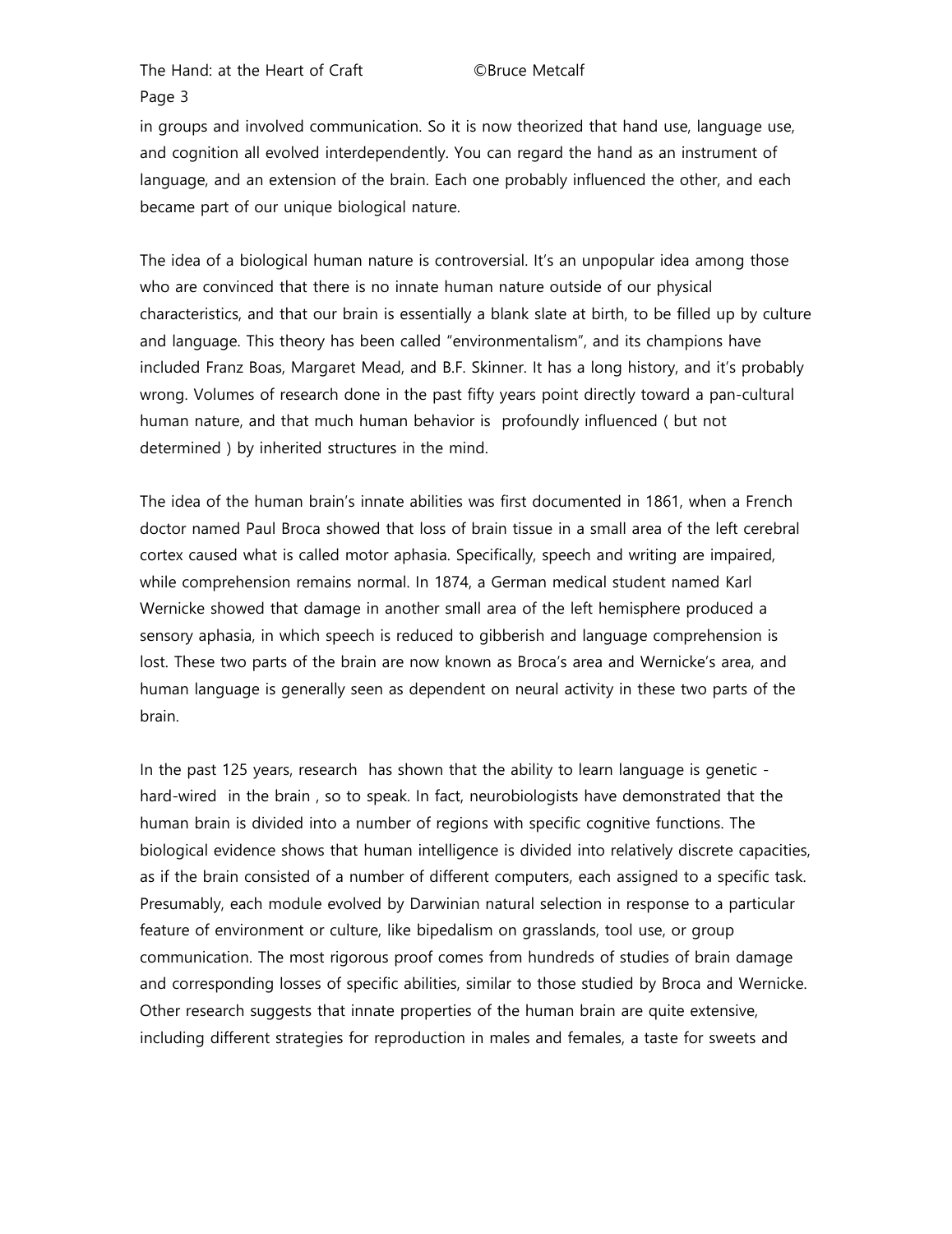in groups and involved communication. So it is now theorized that hand use, language use, and cognition all evolved interdependently. You can regard the hand as an instrument of language, and an extension of the brain. Each one probably influenced the other, and each became part of our unique biological nature.

The idea of a biological human nature is controversial. It's an unpopular idea among those who are convinced that there is no innate human nature outside of our physical characteristics, and that our brain is essentially a blank slate at birth, to be filled up by culture and language. This theory has been called "environmentalism", and its champions have included Franz Boas, Margaret Mead, and B.F. Skinner. It has a long history, and it's probably wrong. Volumes of research done in the past fifty years point directly toward a pan-cultural human nature, and that much human behavior is profoundly influenced ( but not determined ) by inherited structures in the mind.

The idea of the human brain's innate abilities was first documented in 1861, when a French doctor named Paul Broca showed that loss of brain tissue in a small area of the left cerebral cortex caused what is called motor aphasia. Specifically, speech and writing are impaired, while comprehension remains normal. In 1874, a German medical student named Karl Wernicke showed that damage in another small area of the left hemisphere produced a sensory aphasia, in which speech is reduced to gibberish and language comprehension is lost. These two parts of the brain are now known as Broca's area and Wernicke's area, and human language is generally seen as dependent on neural activity in these two parts of the brain.

In the past 125 years, research has shown that the ability to learn language is genetic - hard-wired in the brain , so to speak. In fact, neurobiologists have demonstrated that the human brain is divided into a number of regions with specific cognitive functions. The biological evidence shows that human intelligence is divided into relatively discrete capacities, as if the brain consisted of a number of different computers, each assigned to a specific task. Presumably, each module evolved by Darwinian natural selection in response to a particular feature of environment or culture, like bipedalism on grasslands, tool use, or group communication. The most rigorous proof comes from hundreds of studies of brain damage and corresponding losses of specific abilities, similar to those studied by Broca and Wernicke. Other research suggests that innate properties of the human brain are quite extensive, including different strategies for reproduction in males and females, a taste for sweets and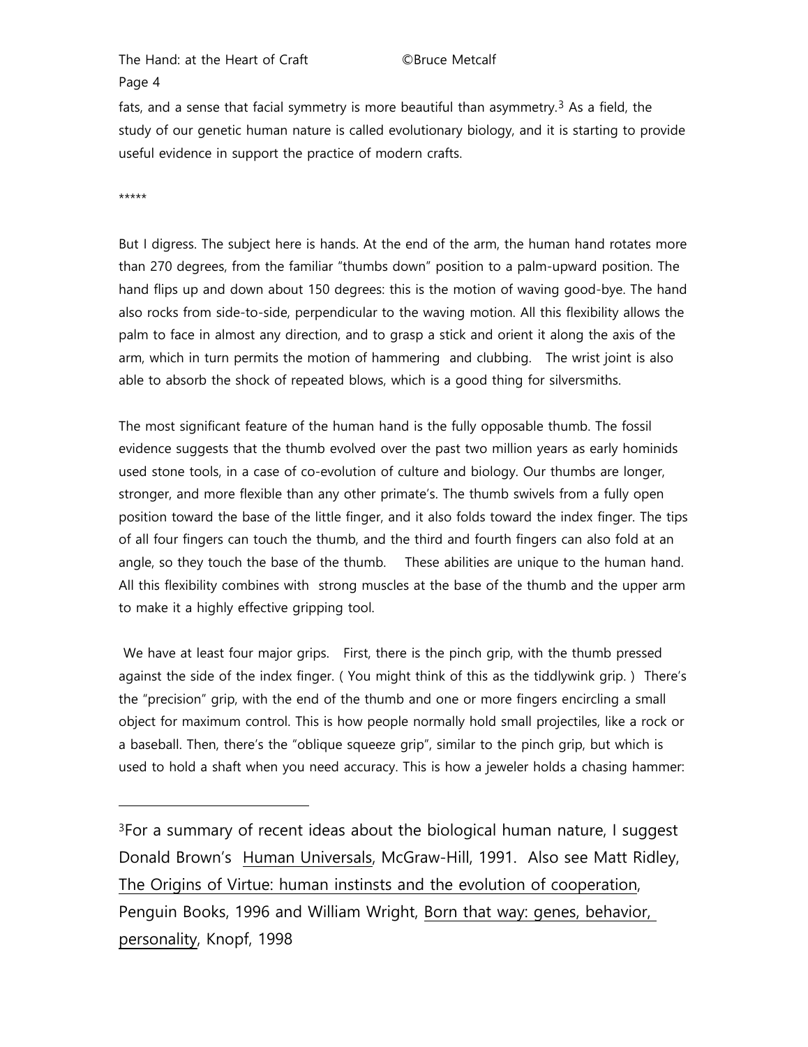fats, and a sense that facial symmetry is more beautiful than asymmetry.[3] As a field, the study of our genetic human nature is called evolutionary biology, and it is starting to provide useful evidence in support the practice of modern crafts.

*****

But I digress. The subject here is hands. At the end of the arm, the human hand rotates more than 270 degrees, from the familiar "thumbs down" position to a palm-upward position. The hand flips up and down about 150 degrees: this is the motion of waving good-bye. The hand also rocks from side-to-side, perpendicular to the waving motion. All this flexibility allows the palm to face in almost any direction, and to grasp a stick and orient it along the axis of the arm, which in turn permits the motion of hammering and clubbing. The wrist joint is also able to absorb the shock of repeated blows, which is a good thing for silversmiths.

The most significant feature of the human hand is the fully opposable thumb. The fossil evidence suggests that the thumb evolved over the past two million years as early hominids used stone tools, in a case of co-evolution of culture and biology. Our thumbs are longer, stronger, and more flexible than any other primate's. The thumb swivels from a fully open position toward the base of the little finger, and it also folds toward the index finger. The tips of all four fingers can touch the thumb, and the third and fourth fingers can also fold at an angle, so they touch the base of the thumb. These abilities are unique to the human hand. All this flexibility combines with strong muscles at the base of the thumb and the upper arm to make it a highly effective gripping tool.

We have at least four major grips. First, there is the pinch grip, with the thumb pressed against the side of the index finger. ( You might think of this as the tiddlywink grip. ) There's the "precision" grip, with the end of the thumb and one or more fingers encircling a small object for maximum control. This is how people normally hold small projectiles, like a rock or a baseball. Then, there's the "oblique squeeze grip", similar to the pinch grip, but which is used to hold a shaft when you need accuracy. This is how a jeweler holds a chasing hammer:

---

[3]For a summary of recent ideas about the biological human nature, I suggest Donald Brown's <u>Human Universals</u>, McGraw-Hill, 1991. Also see Matt Ridley, <u>The Origins of Virtue: human instinsts and the evolution of cooperation</u>, Penguin Books, 1996 and William Wright, <u>Born that way: genes, behavior, personality</u>, Knopf, 1998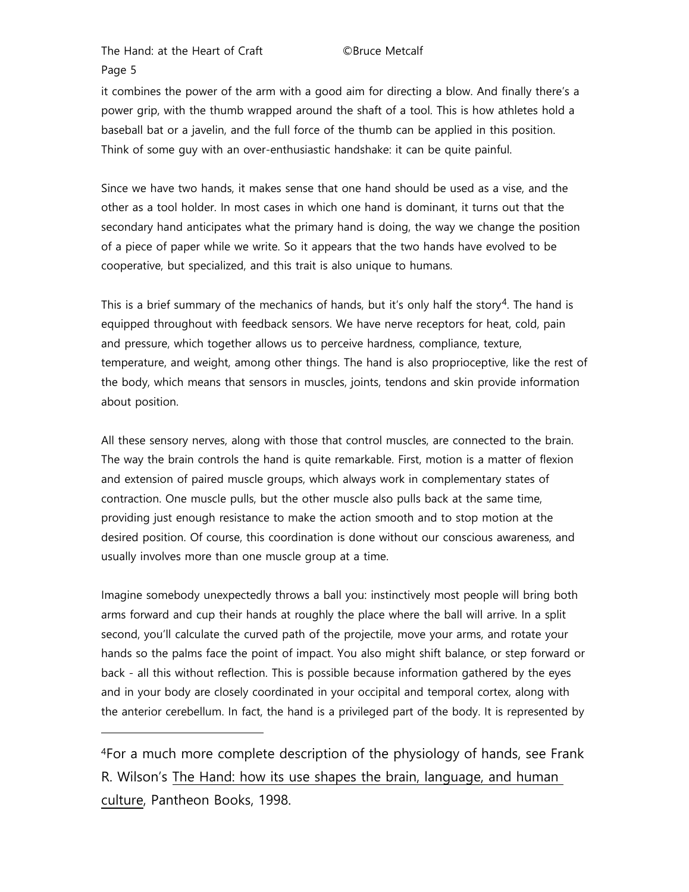it combines the power of the arm with a good aim for directing a blow. And finally there's a power grip, with the thumb wrapped around the shaft of a tool. This is how athletes hold a baseball bat or a javelin, and the full force of the thumb can be applied in this position. Think of some guy with an over-enthusiastic handshake: it can be quite painful.

Since we have two hands, it makes sense that one hand should be used as a vise, and the other as a tool holder. In most cases in which one hand is dominant, it turns out that the secondary hand anticipates what the primary hand is doing, the way we change the position of a piece of paper while we write. So it appears that the two hands have evolved to be cooperative, but specialized, and this trait is also unique to humans.

This is a brief summary of the mechanics of hands, but it's only half the story[4]. The hand is equipped throughout with feedback sensors. We have nerve receptors for heat, cold, pain and pressure, which together allows us to perceive hardness, compliance, texture, temperature, and weight, among other things. The hand is also proprioceptive, like the rest of the body, which means that sensors in muscles, joints, tendons and skin provide information about position.

All these sensory nerves, along with those that control muscles, are connected to the brain. The way the brain controls the hand is quite remarkable. First, motion is a matter of flexion and extension of paired muscle groups, which always work in complementary states of contraction. One muscle pulls, but the other muscle also pulls back at the same time, providing just enough resistance to make the action smooth and to stop motion at the desired position. Of course, this coordination is done without our conscious awareness, and usually involves more than one muscle group at a time.

Imagine somebody unexpectedly throws a ball you: instinctively most people will bring both arms forward and cup their hands at roughly the place where the ball will arrive. In a split second, you'll calculate the curved path of the projectile, move your arms, and rotate your hands so the palms face the point of impact. You also might shift balance, or step forward or back - all this without reflection. This is possible because information gathered by the eyes and in your body are closely coordinated in your occipital and temporal cortex, along with the anterior cerebellum. In fact, the hand is a privileged part of the body. It is represented by

---

[4] For a much more complete description of the physiology of hands, see Frank R. Wilson's The Hand: how its use shapes the brain, language, and human culture, Pantheon Books, 1998.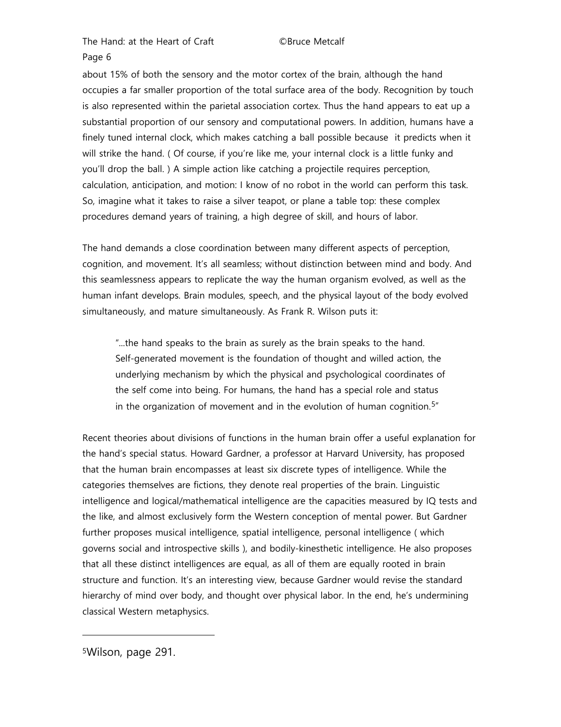about 15% of both the sensory and the motor cortex of the brain, although the hand occupies a far smaller proportion of the total surface area of the body. Recognition by touch is also represented within the parietal association cortex. Thus the hand appears to eat up a substantial proportion of our sensory and computational powers. In addition, humans have a finely tuned internal clock, which makes catching a ball possible because it predicts when it will strike the hand. ( Of course, if you're like me, your internal clock is a little funky and you'll drop the ball. ) A simple action like catching a projectile requires perception, calculation, anticipation, and motion: I know of no robot in the world can perform this task. So, imagine what it takes to raise a silver teapot, or plane a table top: these complex procedures demand years of training, a high degree of skill, and hours of labor.

The hand demands a close coordination between many different aspects of perception, cognition, and movement. It's all seamless; without distinction between mind and body. And this seamlessness appears to replicate the way the human organism evolved, as well as the human infant develops. Brain modules, speech, and the physical layout of the body evolved simultaneously, and mature simultaneously. As Frank R. Wilson puts it:

> "...the hand speaks to the brain as surely as the brain speaks to the hand. Self-generated movement is the foundation of thought and willed action, the underlying mechanism by which the physical and psychological coordinates of the self come into being. For humans, the hand has a special role and status in the organization of movement and in the evolution of human cognition.[5]"

Recent theories about divisions of functions in the human brain offer a useful explanation for the hand's special status. Howard Gardner, a professor at Harvard University, has proposed that the human brain encompasses at least six discrete types of intelligence. While the categories themselves are fictions, they denote real properties of the brain. Linguistic intelligence and logical/mathematical intelligence are the capacities measured by IQ tests and the like, and almost exclusively form the Western conception of mental power. But Gardner further proposes musical intelligence, spatial intelligence, personal intelligence ( which governs social and introspective skills ), and bodily-kinesthetic intelligence. He also proposes that all these distinct intelligences are equal, as all of them are equally rooted in brain structure and function. It's an interesting view, because Gardner would revise the standard hierarchy of mind over body, and thought over physical labor. In the end, he's undermining classical Western metaphysics.

---

[5]Wilson, page 291.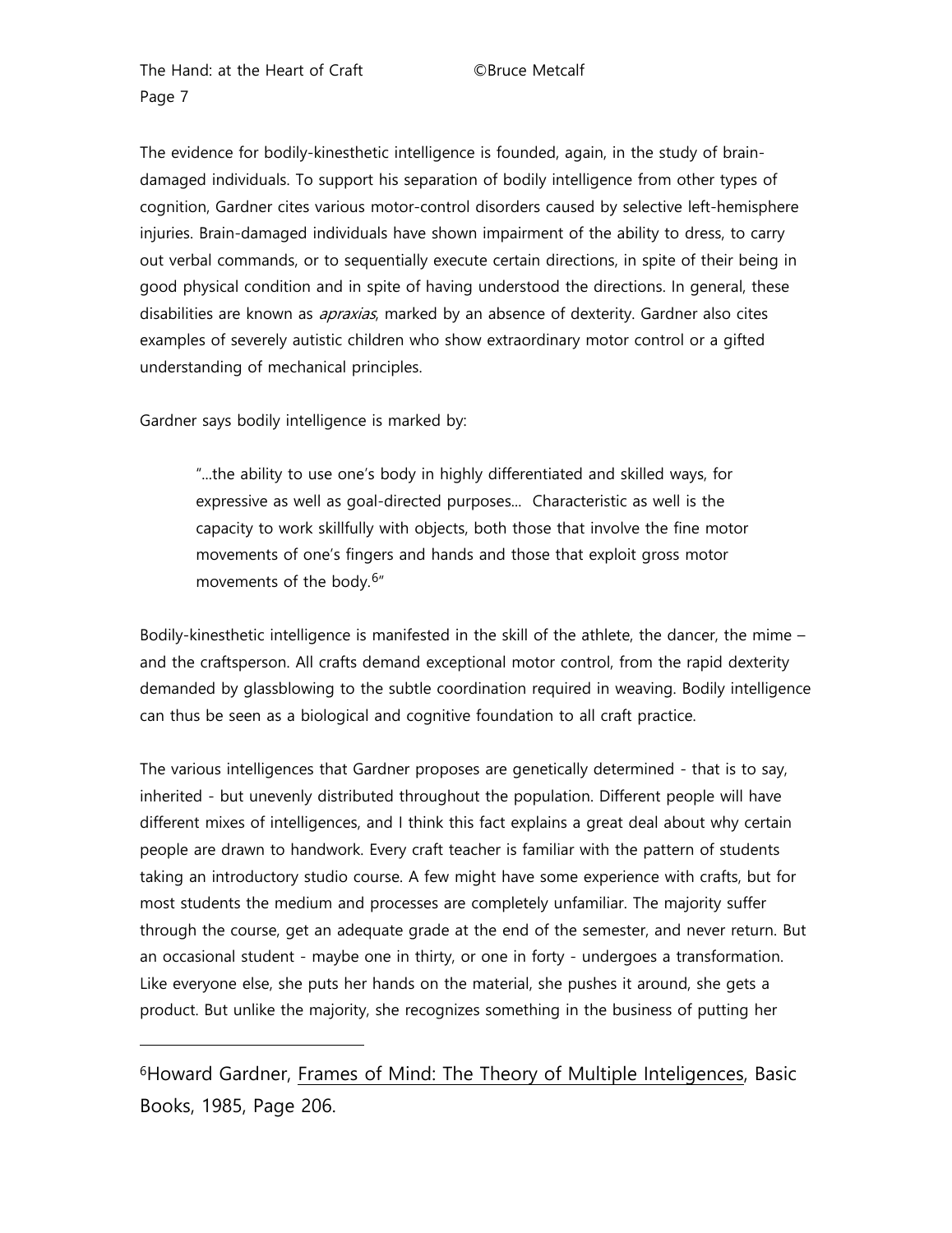The evidence for bodily-kinesthetic intelligence is founded, again, in the study of brain-damaged individuals. To support his separation of bodily intelligence from other types of cognition, Gardner cites various motor-control disorders caused by selective left-hemisphere injuries. Brain-damaged individuals have shown impairment of the ability to dress, to carry out verbal commands, or to sequentially execute certain directions, in spite of their being in good physical condition and in spite of having understood the directions. In general, these disabilities are known as *apraxias*, marked by an absence of dexterity. Gardner also cites examples of severely autistic children who show extraordinary motor control or a gifted understanding of mechanical principles.

Gardner says bodily intelligence is marked by:

> "...the ability to use one's body in highly differentiated and skilled ways, for expressive as well as goal-directed purposes... Characteristic as well is the capacity to work skillfully with objects, both those that involve the fine motor movements of one's fingers and hands and those that exploit gross motor movements of the body.[6]"

Bodily-kinesthetic intelligence is manifested in the skill of the athlete, the dancer, the mime – and the craftsperson. All crafts demand exceptional motor control, from the rapid dexterity demanded by glassblowing to the subtle coordination required in weaving. Bodily intelligence can thus be seen as a biological and cognitive foundation to all craft practice.

The various intelligences that Gardner proposes are genetically determined - that is to say, inherited - but unevenly distributed throughout the population. Different people will have different mixes of intelligences, and I think this fact explains a great deal about why certain people are drawn to handwork. Every craft teacher is familiar with the pattern of students taking an introductory studio course. A few might have some experience with crafts, but for most students the medium and processes are completely unfamiliar. The majority suffer through the course, get an adequate grade at the end of the semester, and never return. But an occasional student - maybe one in thirty, or one in forty - undergoes a transformation. Like everyone else, she puts her hands on the material, she pushes it around, she gets a product. But unlike the majority, she recognizes something in the business of putting her

---

[6] Howard Gardner, Frames of Mind: The Theory of Multiple Inteligences, Basic Books, 1985, Page 206.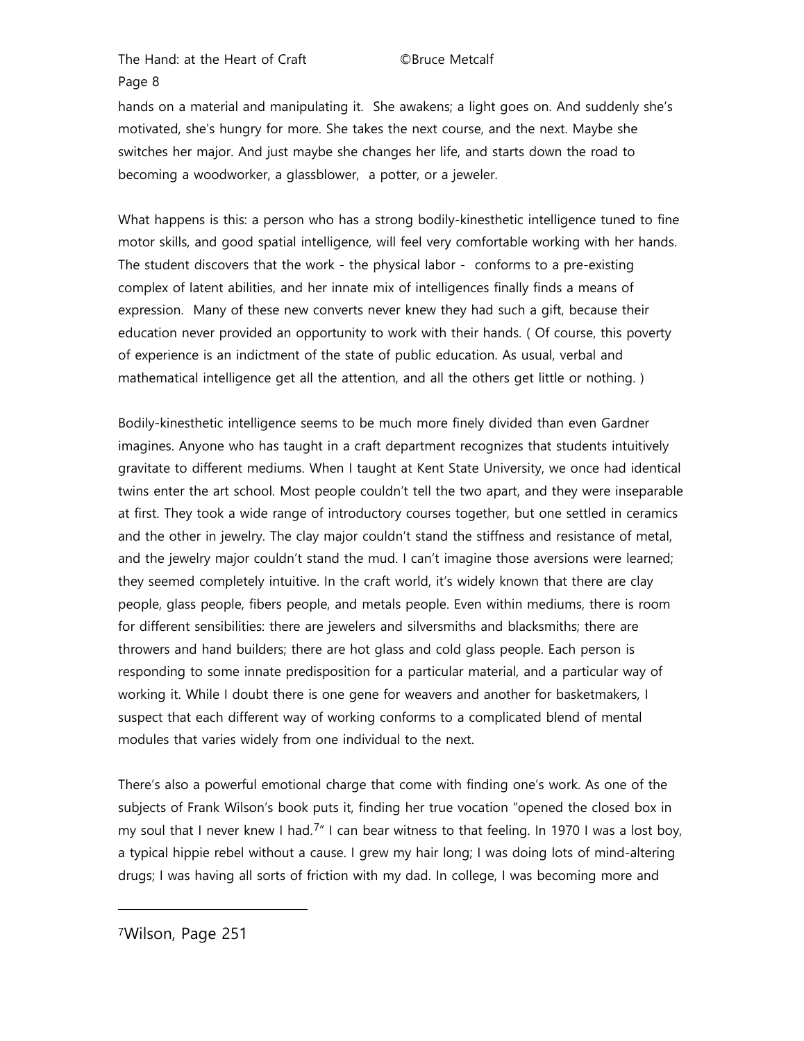hands on a material and manipulating it. She awakens; a light goes on. And suddenly she's motivated, she's hungry for more. She takes the next course, and the next. Maybe she switches her major. And just maybe she changes her life, and starts down the road to becoming a woodworker, a glassblower, a potter, or a jeweler.

What happens is this: a person who has a strong bodily-kinesthetic intelligence tuned to fine motor skills, and good spatial intelligence, will feel very comfortable working with her hands. The student discovers that the work - the physical labor - conforms to a pre-existing complex of latent abilities, and her innate mix of intelligences finally finds a means of expression. Many of these new converts never knew they had such a gift, because their education never provided an opportunity to work with their hands. ( Of course, this poverty of experience is an indictment of the state of public education. As usual, verbal and mathematical intelligence get all the attention, and all the others get little or nothing. )

Bodily-kinesthetic intelligence seems to be much more finely divided than even Gardner imagines. Anyone who has taught in a craft department recognizes that students intuitively gravitate to different mediums. When I taught at Kent State University, we once had identical twins enter the art school. Most people couldn't tell the two apart, and they were inseparable at first. They took a wide range of introductory courses together, but one settled in ceramics and the other in jewelry. The clay major couldn't stand the stiffness and resistance of metal, and the jewelry major couldn't stand the mud. I can't imagine those aversions were learned; they seemed completely intuitive. In the craft world, it's widely known that there are clay people, glass people, fibers people, and metals people. Even within mediums, there is room for different sensibilities: there are jewelers and silversmiths and blacksmiths; there are throwers and hand builders; there are hot glass and cold glass people. Each person is responding to some innate predisposition for a particular material, and a particular way of working it. While I doubt there is one gene for weavers and another for basketmakers, I suspect that each different way of working conforms to a complicated blend of mental modules that varies widely from one individual to the next.

There's also a powerful emotional charge that come with finding one's work. As one of the subjects of Frank Wilson's book puts it, finding her true vocation "opened the closed box in my soul that I never knew I had.[7]" I can bear witness to that feeling. In 1970 I was a lost boy, a typical hippie rebel without a cause. I grew my hair long; I was doing lots of mind-altering drugs; I was having all sorts of friction with my dad. In college, I was becoming more and

---

[7] Wilson, Page 251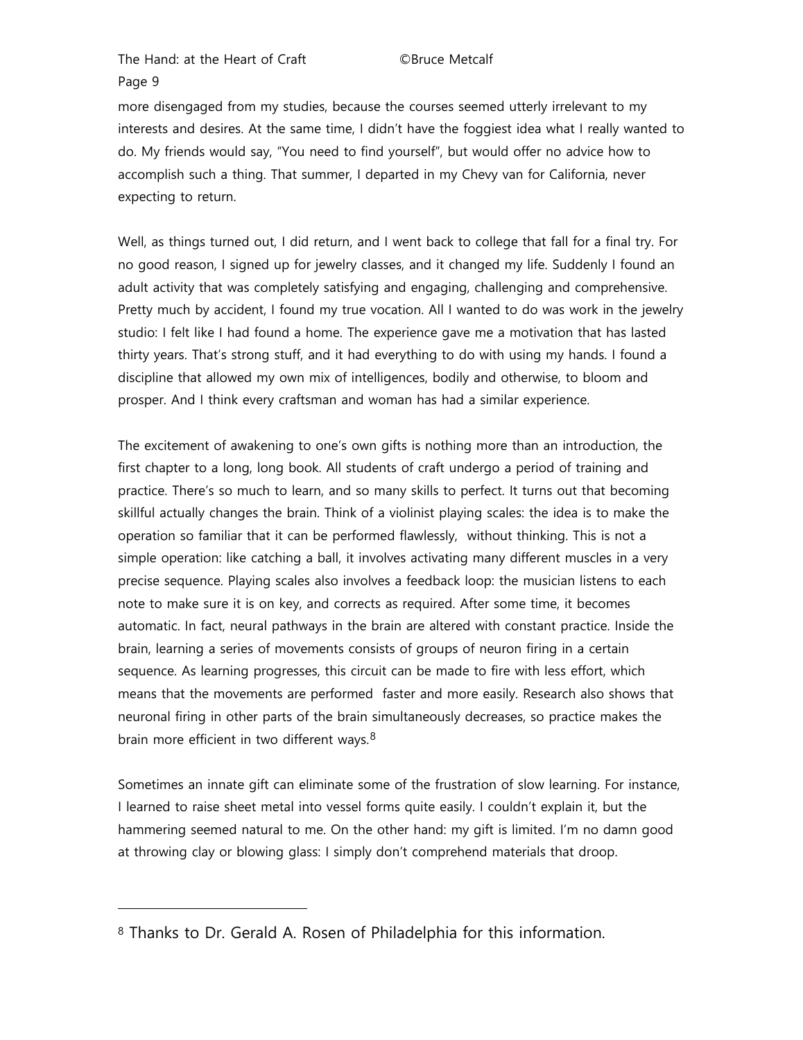more disengaged from my studies, because the courses seemed utterly irrelevant to my interests and desires. At the same time, I didn't have the foggiest idea what I really wanted to do. My friends would say, "You need to find yourself", but would offer no advice how to accomplish such a thing. That summer, I departed in my Chevy van for California, never expecting to return.

Well, as things turned out, I did return, and I went back to college that fall for a final try. For no good reason, I signed up for jewelry classes, and it changed my life. Suddenly I found an adult activity that was completely satisfying and engaging, challenging and comprehensive. Pretty much by accident, I found my true vocation. All I wanted to do was work in the jewelry studio: I felt like I had found a home. The experience gave me a motivation that has lasted thirty years. That's strong stuff, and it had everything to do with using my hands. I found a discipline that allowed my own mix of intelligences, bodily and otherwise, to bloom and prosper. And I think every craftsman and woman has had a similar experience.

The excitement of awakening to one's own gifts is nothing more than an introduction, the first chapter to a long, long book. All students of craft undergo a period of training and practice. There's so much to learn, and so many skills to perfect. It turns out that becoming skillful actually changes the brain. Think of a violinist playing scales: the idea is to make the operation so familiar that it can be performed flawlessly, without thinking. This is not a simple operation: like catching a ball, it involves activating many different muscles in a very precise sequence. Playing scales also involves a feedback loop: the musician listens to each note to make sure it is on key, and corrects as required. After some time, it becomes automatic. In fact, neural pathways in the brain are altered with constant practice. Inside the brain, learning a series of movements consists of groups of neuron firing in a certain sequence. As learning progresses, this circuit can be made to fire with less effort, which means that the movements are performed faster and more easily. Research also shows that neuronal firing in other parts of the brain simultaneously decreases, so practice makes the brain more efficient in two different ways.[8]

Sometimes an innate gift can eliminate some of the frustration of slow learning. For instance, I learned to raise sheet metal into vessel forms quite easily. I couldn't explain it, but the hammering seemed natural to me. On the other hand: my gift is limited. I'm no damn good at throwing clay or blowing glass: I simply don't comprehend materials that droop.

---

[8] Thanks to Dr. Gerald A. Rosen of Philadelphia for this information.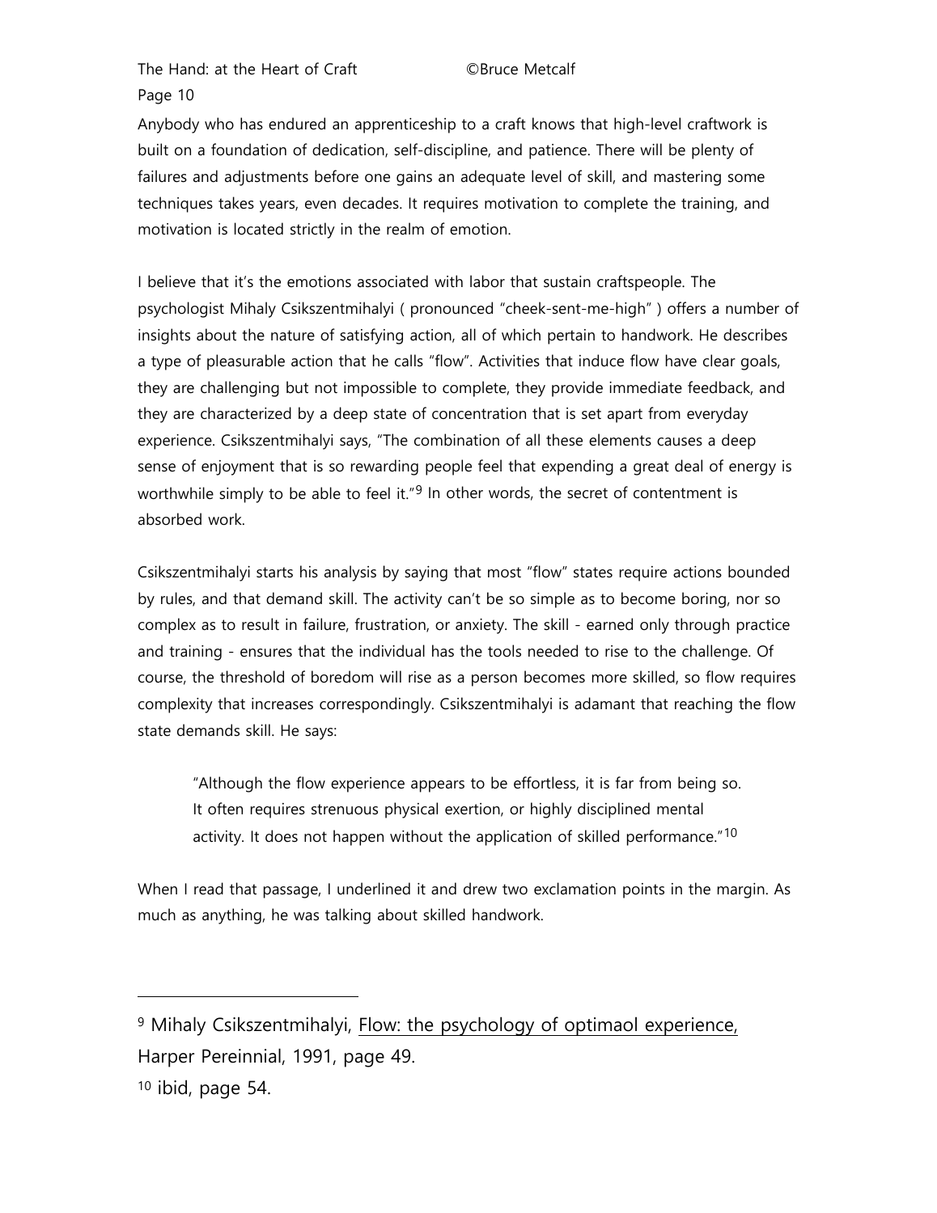Anybody who has endured an apprenticeship to a craft knows that high-level craftwork is built on a foundation of dedication, self-discipline, and patience. There will be plenty of failures and adjustments before one gains an adequate level of skill, and mastering some techniques takes years, even decades. It requires motivation to complete the training, and motivation is located strictly in the realm of emotion.

I believe that it's the emotions associated with labor that sustain craftspeople. The psychologist Mihaly Csikszentmihalyi ( pronounced "cheek-sent-me-high" ) offers a number of insights about the nature of satisfying action, all of which pertain to handwork. He describes a type of pleasurable action that he calls "flow". Activities that induce flow have clear goals, they are challenging but not impossible to complete, they provide immediate feedback, and they are characterized by a deep state of concentration that is set apart from everyday experience. Csikszentmihalyi says, "The combination of all these elements causes a deep sense of enjoyment that is so rewarding people feel that expending a great deal of energy is worthwhile simply to be able to feel it."[9] In other words, the secret of contentment is absorbed work.

Csikszentmihalyi starts his analysis by saying that most "flow" states require actions bounded by rules, and that demand skill. The activity can't be so simple as to become boring, nor so complex as to result in failure, frustration, or anxiety. The skill - earned only through practice and training - ensures that the individual has the tools needed to rise to the challenge. Of course, the threshold of boredom will rise as a person becomes more skilled, so flow requires complexity that increases correspondingly. Csikszentmihalyi is adamant that reaching the flow state demands skill. He says:

> "Although the flow experience appears to be effortless, it is far from being so. It often requires strenuous physical exertion, or highly disciplined mental activity. It does not happen without the application of skilled performance."[10]

When I read that passage, I underlined it and drew two exclamation points in the margin. As much as anything, he was talking about skilled handwork.

---

[9] Mihaly Csikszentmihalyi, Flow: the psychology of optimaol experience, Harper Pereinnial, 1991, page 49.

[10] ibid, page 54.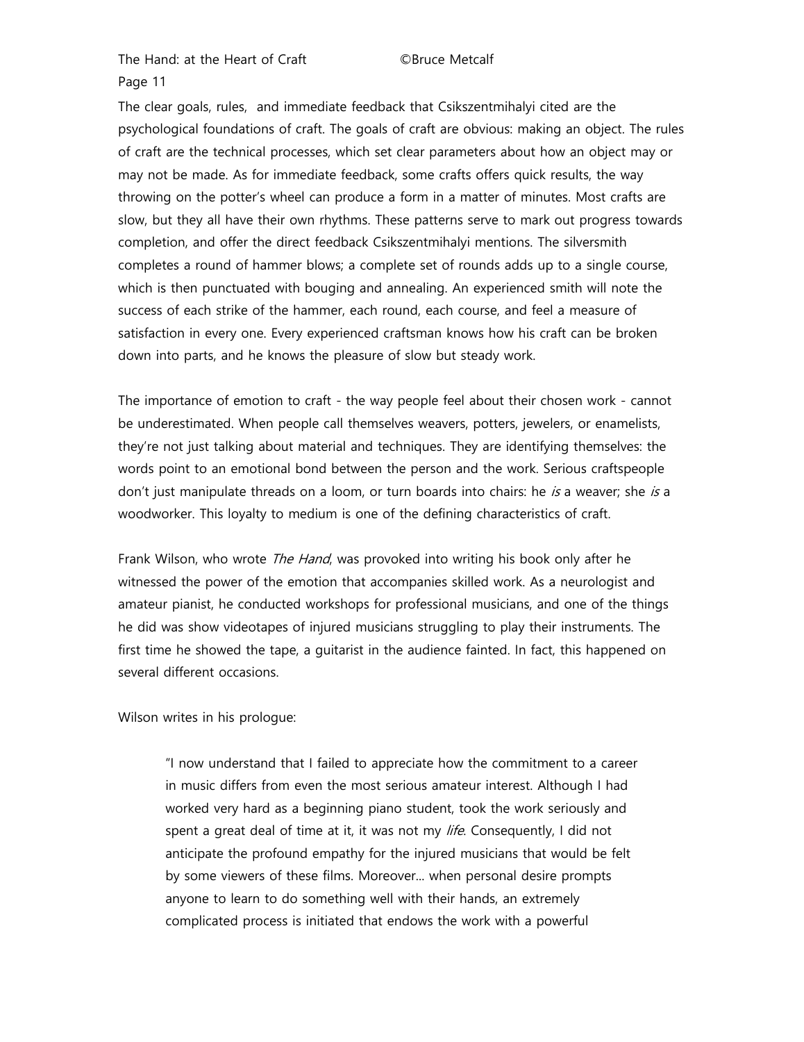The clear goals, rules, and immediate feedback that Csikszentmihalyi cited are the psychological foundations of craft. The goals of craft are obvious: making an object. The rules of craft are the technical processes, which set clear parameters about how an object may or may not be made. As for immediate feedback, some crafts offers quick results, the way throwing on the potter's wheel can produce a form in a matter of minutes. Most crafts are slow, but they all have their own rhythms. These patterns serve to mark out progress towards completion, and offer the direct feedback Csikszentmihalyi mentions. The silversmith completes a round of hammer blows; a complete set of rounds adds up to a single course, which is then punctuated with bouging and annealing. An experienced smith will note the success of each strike of the hammer, each round, each course, and feel a measure of satisfaction in every one. Every experienced craftsman knows how his craft can be broken down into parts, and he knows the pleasure of slow but steady work.

The importance of emotion to craft - the way people feel about their chosen work - cannot be underestimated. When people call themselves weavers, potters, jewelers, or enamelists, they're not just talking about material and techniques. They are identifying themselves: the words point to an emotional bond between the person and the work. Serious craftspeople don't just manipulate threads on a loom, or turn boards into chairs: he *is* a weaver; she *is* a woodworker. This loyalty to medium is one of the defining characteristics of craft.

Frank Wilson, who wrote *The Hand*, was provoked into writing his book only after he witnessed the power of the emotion that accompanies skilled work. As a neurologist and amateur pianist, he conducted workshops for professional musicians, and one of the things he did was show videotapes of injured musicians struggling to play their instruments. The first time he showed the tape, a guitarist in the audience fainted. In fact, this happened on several different occasions.

Wilson writes in his prologue:

> "I now understand that I failed to appreciate how the commitment to a career in music differs from even the most serious amateur interest. Although I had worked very hard as a beginning piano student, took the work seriously and spent a great deal of time at it, it was not my *life*. Consequently, I did not anticipate the profound empathy for the injured musicians that would be felt by some viewers of these films. Moreover... when personal desire prompts anyone to learn to do something well with their hands, an extremely complicated process is initiated that endows the work with a powerful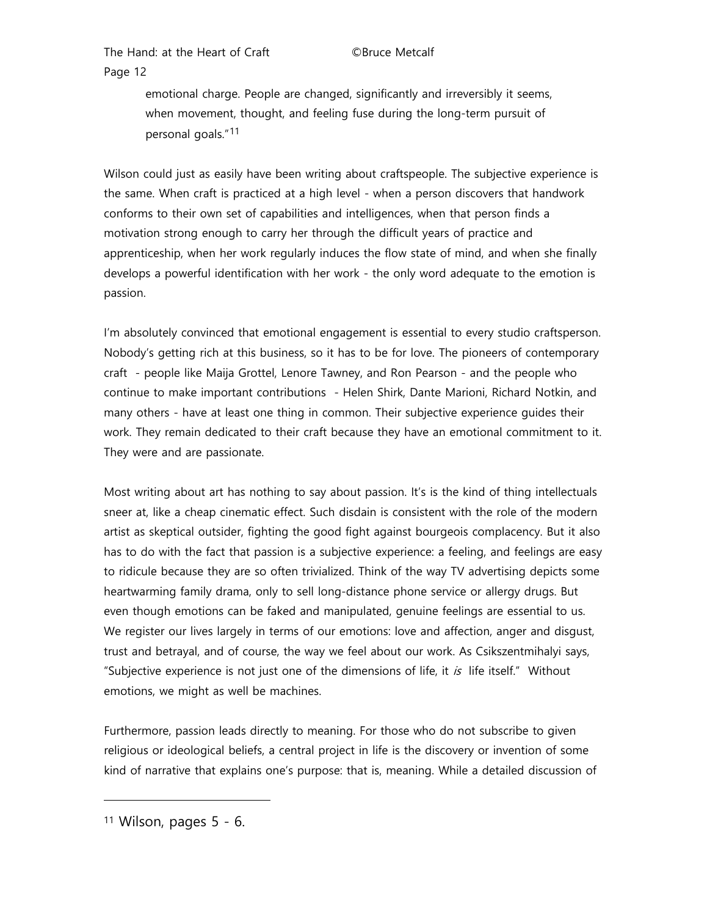> emotional charge. People are changed, significantly and irreversibly it seems, when movement, thought, and feeling fuse during the long-term pursuit of personal goals."[11]

Wilson could just as easily have been writing about craftspeople. The subjective experience is the same. When craft is practiced at a high level - when a person discovers that handwork conforms to their own set of capabilities and intelligences, when that person finds a motivation strong enough to carry her through the difficult years of practice and apprenticeship, when her work regularly induces the flow state of mind, and when she finally develops a powerful identification with her work - the only word adequate to the emotion is passion.

I'm absolutely convinced that emotional engagement is essential to every studio craftsperson. Nobody's getting rich at this business, so it has to be for love. The pioneers of contemporary craft - people like Maija Grottel, Lenore Tawney, and Ron Pearson - and the people who continue to make important contributions - Helen Shirk, Dante Marioni, Richard Notkin, and many others - have at least one thing in common. Their subjective experience guides their work. They remain dedicated to their craft because they have an emotional commitment to it. They were and are passionate.

Most writing about art has nothing to say about passion. It's is the kind of thing intellectuals sneer at, like a cheap cinematic effect. Such disdain is consistent with the role of the modern artist as skeptical outsider, fighting the good fight against bourgeois complacency. But it also has to do with the fact that passion is a subjective experience: a feeling, and feelings are easy to ridicule because they are so often trivialized. Think of the way TV advertising depicts some heartwarming family drama, only to sell long-distance phone service or allergy drugs. But even though emotions can be faked and manipulated, genuine feelings are essential to us. We register our lives largely in terms of our emotions: love and affection, anger and disgust, trust and betrayal, and of course, the way we feel about our work. As Csikszentmihalyi says, "Subjective experience is not just one of the dimensions of life, it *is* life itself." Without emotions, we might as well be machines.

Furthermore, passion leads directly to meaning. For those who do not subscribe to given religious or ideological beliefs, a central project in life is the discovery or invention of some kind of narrative that explains one's purpose: that is, meaning. While a detailed discussion of

---

[11] Wilson, pages 5 - 6.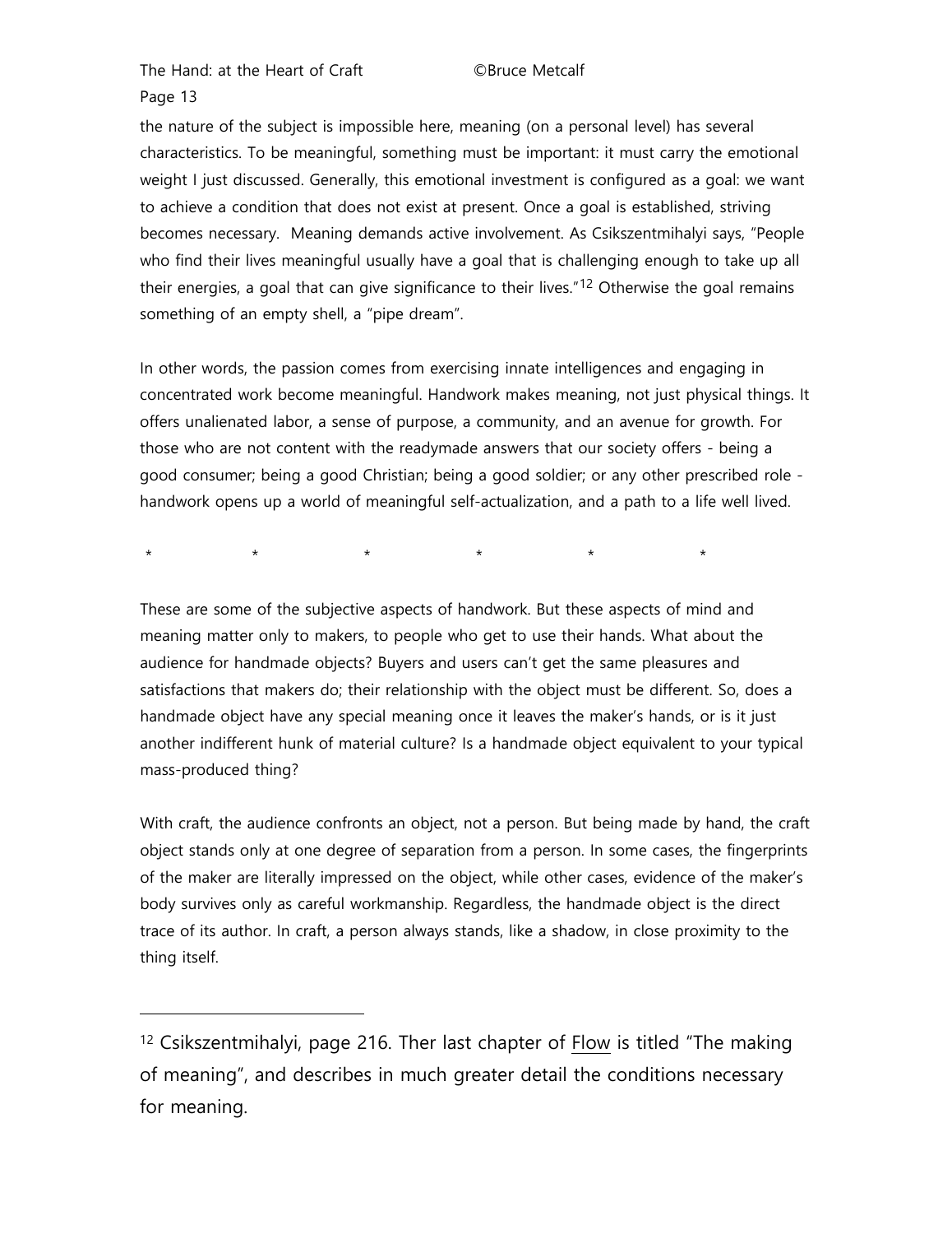the nature of the subject is impossible here, meaning (on a personal level) has several characteristics. To be meaningful, something must be important: it must carry the emotional weight I just discussed. Generally, this emotional investment is configured as a goal: we want to achieve a condition that does not exist at present. Once a goal is established, striving becomes necessary. Meaning demands active involvement. As Csikszentmihalyi says, "People who find their lives meaningful usually have a goal that is challenging enough to take up all their energies, a goal that can give significance to their lives."[12] Otherwise the goal remains something of an empty shell, a "pipe dream".

In other words, the passion comes from exercising innate intelligences and engaging in concentrated work become meaningful. Handwork makes meaning, not just physical things. It offers unalienated labor, a sense of purpose, a community, and an avenue for growth. For those who are not content with the readymade answers that our society offers - being a good consumer; being a good Christian; being a good soldier; or any other prescribed role - handwork opens up a world of meaningful self-actualization, and a path to a life well lived.

\*   \*   \*   \*   \*   \*

These are some of the subjective aspects of handwork. But these aspects of mind and meaning matter only to makers, to people who get to use their hands. What about the audience for handmade objects? Buyers and users can't get the same pleasures and satisfactions that makers do; their relationship with the object must be different. So, does a handmade object have any special meaning once it leaves the maker's hands, or is it just another indifferent hunk of material culture? Is a handmade object equivalent to your typical mass-produced thing?

With craft, the audience confronts an object, not a person. But being made by hand, the craft object stands only at one degree of separation from a person. In some cases, the fingerprints of the maker are literally impressed on the object, while other cases, evidence of the maker's body survives only as careful workmanship. Regardless, the handmade object is the direct trace of its author. In craft, a person always stands, like a shadow, in close proximity to the thing itself.

---

[12] Csikszentmihalyi, page 216. Ther last chapter of Flow is titled "The making of meaning", and describes in much greater detail the conditions necessary for meaning.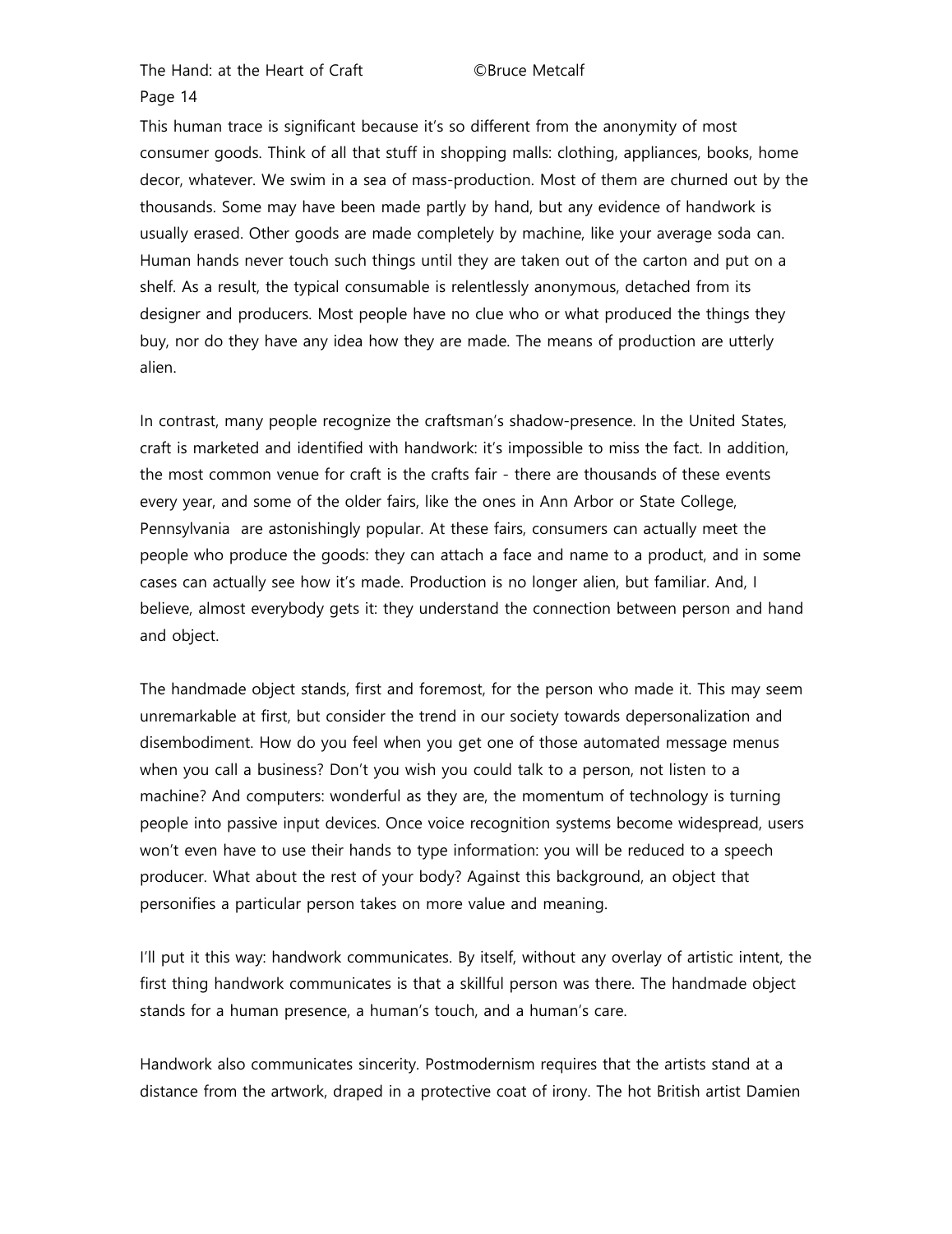This human trace is significant because it's so different from the anonymity of most consumer goods. Think of all that stuff in shopping malls: clothing, appliances, books, home decor, whatever. We swim in a sea of mass-production. Most of them are churned out by the thousands. Some may have been made partly by hand, but any evidence of handwork is usually erased. Other goods are made completely by machine, like your average soda can. Human hands never touch such things until they are taken out of the carton and put on a shelf. As a result, the typical consumable is relentlessly anonymous, detached from its designer and producers. Most people have no clue who or what produced the things they buy, nor do they have any idea how they are made. The means of production are utterly alien.

In contrast, many people recognize the craftsman's shadow-presence. In the United States, craft is marketed and identified with handwork: it's impossible to miss the fact. In addition, the most common venue for craft is the crafts fair - there are thousands of these events every year, and some of the older fairs, like the ones in Ann Arbor or State College, Pennsylvania are astonishingly popular. At these fairs, consumers can actually meet the people who produce the goods: they can attach a face and name to a product, and in some cases can actually see how it's made. Production is no longer alien, but familiar. And, I believe, almost everybody gets it: they understand the connection between person and hand and object.

The handmade object stands, first and foremost, for the person who made it. This may seem unremarkable at first, but consider the trend in our society towards depersonalization and disembodiment. How do you feel when you get one of those automated message menus when you call a business? Don't you wish you could talk to a person, not listen to a machine? And computers: wonderful as they are, the momentum of technology is turning people into passive input devices. Once voice recognition systems become widespread, users won't even have to use their hands to type information: you will be reduced to a speech producer. What about the rest of your body? Against this background, an object that personifies a particular person takes on more value and meaning.

I'll put it this way: handwork communicates. By itself, without any overlay of artistic intent, the first thing handwork communicates is that a skillful person was there. The handmade object stands for a human presence, a human's touch, and a human's care.

Handwork also communicates sincerity. Postmodernism requires that the artists stand at a distance from the artwork, draped in a protective coat of irony. The hot British artist Damien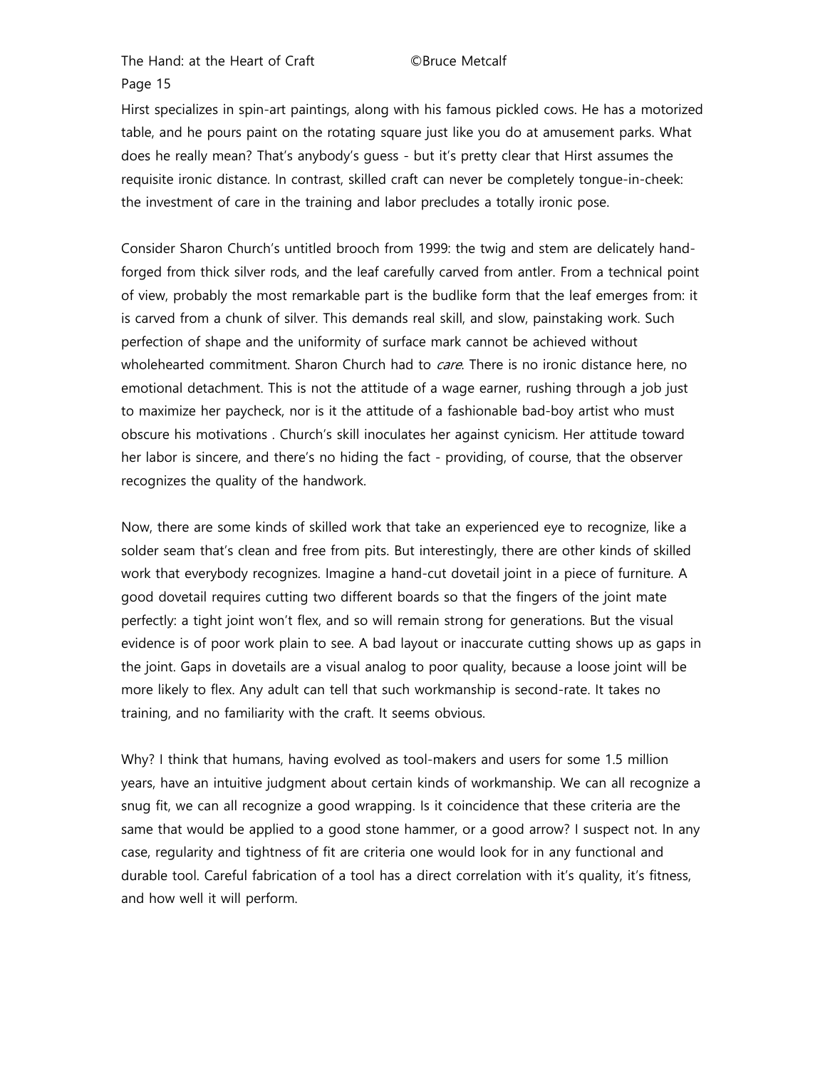Hirst specializes in spin-art paintings, along with his famous pickled cows. He has a motorized table, and he pours paint on the rotating square just like you do at amusement parks. What does he really mean? That's anybody's guess - but it's pretty clear that Hirst assumes the requisite ironic distance. In contrast, skilled craft can never be completely tongue-in-cheek: the investment of care in the training and labor precludes a totally ironic pose.

Consider Sharon Church's untitled brooch from 1999: the twig and stem are delicately hand-forged from thick silver rods, and the leaf carefully carved from antler. From a technical point of view, probably the most remarkable part is the budlike form that the leaf emerges from: it is carved from a chunk of silver. This demands real skill, and slow, painstaking work. Such perfection of shape and the uniformity of surface mark cannot be achieved without wholehearted commitment. Sharon Church had to *care*. There is no ironic distance here, no emotional detachment. This is not the attitude of a wage earner, rushing through a job just to maximize her paycheck, nor is it the attitude of a fashionable bad-boy artist who must obscure his motivations . Church's skill inoculates her against cynicism. Her attitude toward her labor is sincere, and there's no hiding the fact - providing, of course, that the observer recognizes the quality of the handwork.

Now, there are some kinds of skilled work that take an experienced eye to recognize, like a solder seam that's clean and free from pits. But interestingly, there are other kinds of skilled work that everybody recognizes. Imagine a hand-cut dovetail joint in a piece of furniture. A good dovetail requires cutting two different boards so that the fingers of the joint mate perfectly: a tight joint won't flex, and so will remain strong for generations. But the visual evidence is of poor work plain to see. A bad layout or inaccurate cutting shows up as gaps in the joint. Gaps in dovetails are a visual analog to poor quality, because a loose joint will be more likely to flex. Any adult can tell that such workmanship is second-rate. It takes no training, and no familiarity with the craft. It seems obvious.

Why? I think that humans, having evolved as tool-makers and users for some 1.5 million years, have an intuitive judgment about certain kinds of workmanship. We can all recognize a snug fit, we can all recognize a good wrapping. Is it coincidence that these criteria are the same that would be applied to a good stone hammer, or a good arrow? I suspect not. In any case, regularity and tightness of fit are criteria one would look for in any functional and durable tool. Careful fabrication of a tool has a direct correlation with it's quality, it's fitness, and how well it will perform.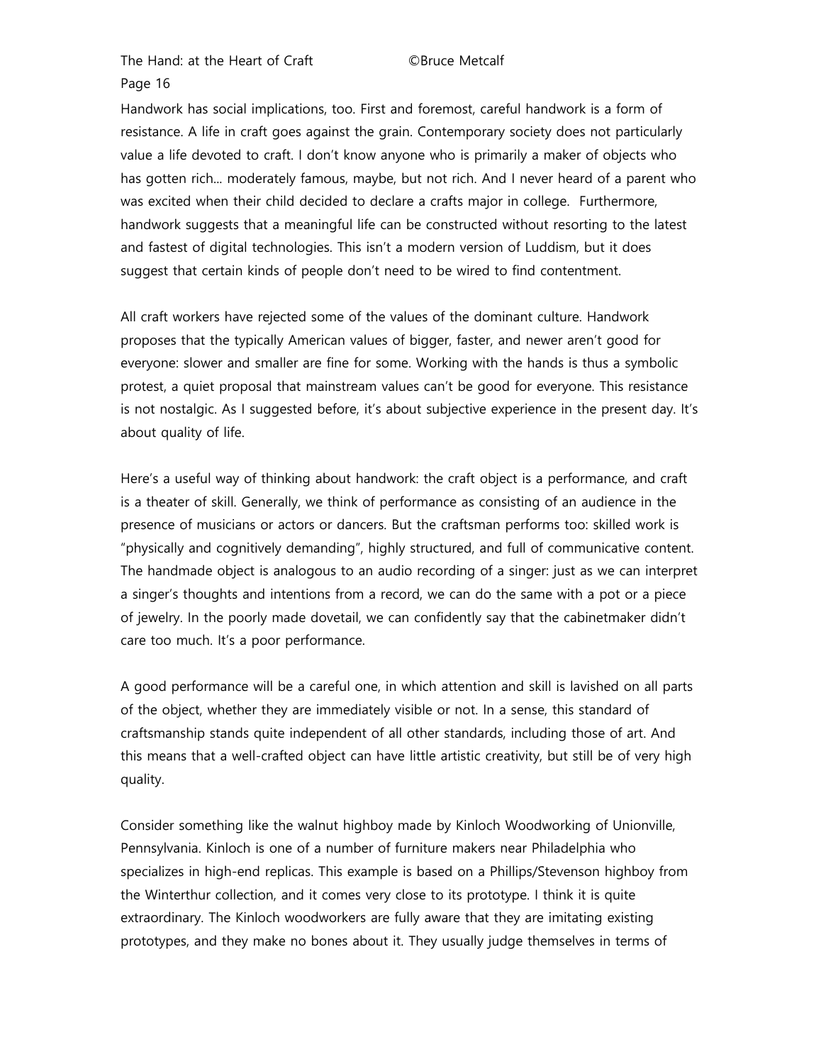Handwork has social implications, too. First and foremost, careful handwork is a form of resistance. A life in craft goes against the grain. Contemporary society does not particularly value a life devoted to craft. I don't know anyone who is primarily a maker of objects who has gotten rich... moderately famous, maybe, but not rich. And I never heard of a parent who was excited when their child decided to declare a crafts major in college. Furthermore, handwork suggests that a meaningful life can be constructed without resorting to the latest and fastest of digital technologies. This isn't a modern version of Luddism, but it does suggest that certain kinds of people don't need to be wired to find contentment.

All craft workers have rejected some of the values of the dominant culture. Handwork proposes that the typically American values of bigger, faster, and newer aren't good for everyone: slower and smaller are fine for some. Working with the hands is thus a symbolic protest, a quiet proposal that mainstream values can't be good for everyone. This resistance is not nostalgic. As I suggested before, it's about subjective experience in the present day. It's about quality of life.

Here's a useful way of thinking about handwork: the craft object is a performance, and craft is a theater of skill. Generally, we think of performance as consisting of an audience in the presence of musicians or actors or dancers. But the craftsman performs too: skilled work is "physically and cognitively demanding", highly structured, and full of communicative content. The handmade object is analogous to an audio recording of a singer: just as we can interpret a singer's thoughts and intentions from a record, we can do the same with a pot or a piece of jewelry. In the poorly made dovetail, we can confidently say that the cabinetmaker didn't care too much. It's a poor performance.

A good performance will be a careful one, in which attention and skill is lavished on all parts of the object, whether they are immediately visible or not. In a sense, this standard of craftsmanship stands quite independent of all other standards, including those of art. And this means that a well-crafted object can have little artistic creativity, but still be of very high quality.

Consider something like the walnut highboy made by Kinloch Woodworking of Unionville, Pennsylvania. Kinloch is one of a number of furniture makers near Philadelphia who specializes in high-end replicas. This example is based on a Phillips/Stevenson highboy from the Winterthur collection, and it comes very close to its prototype. I think it is quite extraordinary. The Kinloch woodworkers are fully aware that they are imitating existing prototypes, and they make no bones about it. They usually judge themselves in terms of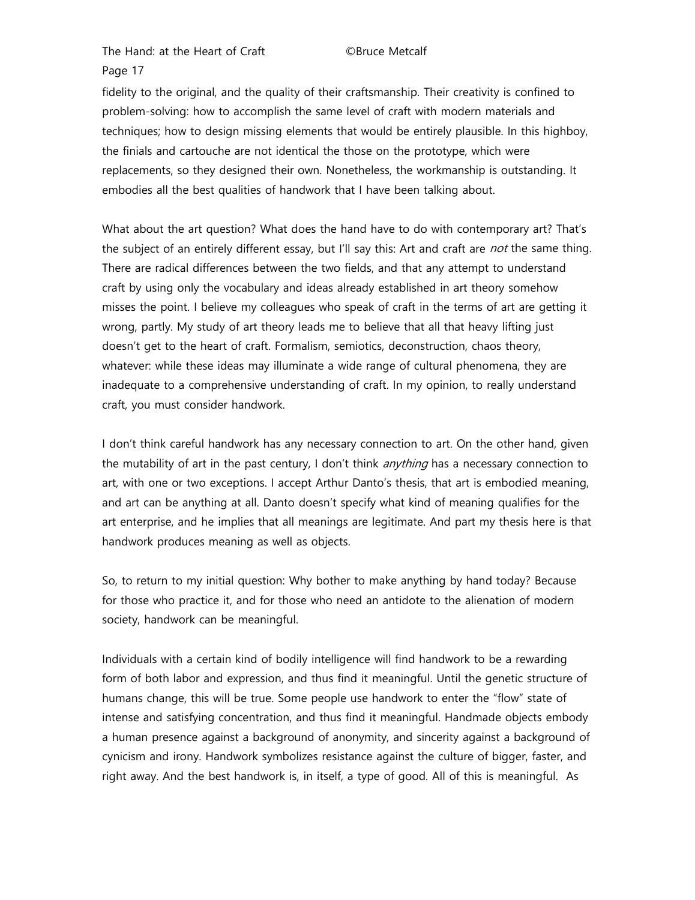fidelity to the original, and the quality of their craftsmanship. Their creativity is confined to problem-solving: how to accomplish the same level of craft with modern materials and techniques; how to design missing elements that would be entirely plausible. In this highboy, the finials and cartouche are not identical the those on the prototype, which were replacements, so they designed their own. Nonetheless, the workmanship is outstanding. It embodies all the best qualities of handwork that I have been talking about.

What about the art question? What does the hand have to do with contemporary art? That's the subject of an entirely different essay, but I'll say this: Art and craft are *not* the same thing. There are radical differences between the two fields, and that any attempt to understand craft by using only the vocabulary and ideas already established in art theory somehow misses the point. I believe my colleagues who speak of craft in the terms of art are getting it wrong, partly. My study of art theory leads me to believe that all that heavy lifting just doesn't get to the heart of craft. Formalism, semiotics, deconstruction, chaos theory, whatever: while these ideas may illuminate a wide range of cultural phenomena, they are inadequate to a comprehensive understanding of craft. In my opinion, to really understand craft, you must consider handwork.

I don't think careful handwork has any necessary connection to art. On the other hand, given the mutability of art in the past century, I don't think *anything* has a necessary connection to art, with one or two exceptions. I accept Arthur Danto's thesis, that art is embodied meaning, and art can be anything at all. Danto doesn't specify what kind of meaning qualifies for the art enterprise, and he implies that all meanings are legitimate. And part my thesis here is that handwork produces meaning as well as objects.

So, to return to my initial question: Why bother to make anything by hand today? Because for those who practice it, and for those who need an antidote to the alienation of modern society, handwork can be meaningful.

Individuals with a certain kind of bodily intelligence will find handwork to be a rewarding form of both labor and expression, and thus find it meaningful. Until the genetic structure of humans change, this will be true. Some people use handwork to enter the "flow" state of intense and satisfying concentration, and thus find it meaningful. Handmade objects embody a human presence against a background of anonymity, and sincerity against a background of cynicism and irony. Handwork symbolizes resistance against the culture of bigger, faster, and right away. And the best handwork is, in itself, a type of good. All of this is meaningful. As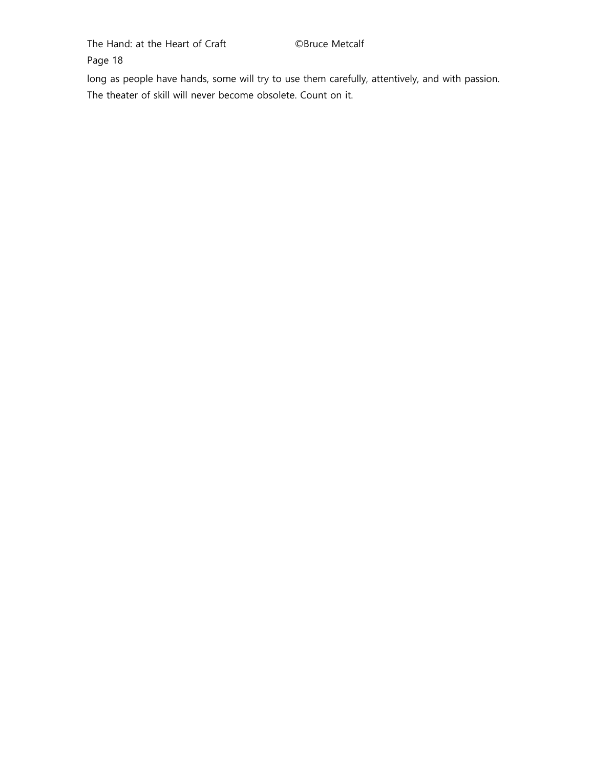long as people have hands, some will try to use them carefully, attentively, and with passion. The theater of skill will never become obsolete. Count on it.